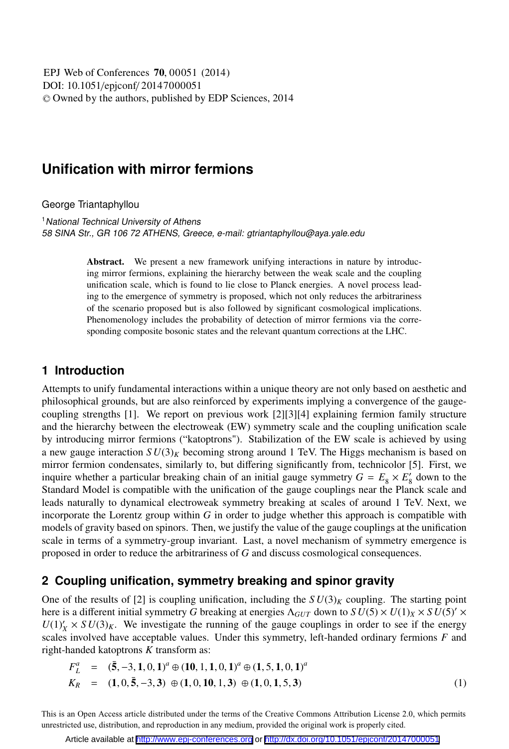EPJ Web of Conferences **70**, 00051 (2014)
DOI: 10.1051/epjconf/20147000051
© Owned by the authors, published by EDP Sciences, 2014

# Unification with mirror fermions

George Triantaphyllou

[1] *National Technical University of Athens*
*58 SINA Str., GR 106 72 ATHENS, Greece, e-mail: gtriantaphyllou@aya.yale.edu*

**Abstract.** We present a new framework unifying interactions in nature by introducing mirror fermions, explaining the hierarchy between the weak scale and the coupling unification scale, which is found to lie close to Planck energies. A novel process leading to the emergence of symmetry is proposed, which not only reduces the arbitrariness of the scenario proposed but is also followed by significant cosmological implications. Phenomenology includes the probability of detection of mirror fermions via the corresponding composite bosonic states and the relevant quantum corrections at the LHC.

## 1 Introduction

Attempts to unify fundamental interactions within a unique theory are not only based on aesthetic and philosophical grounds, but are also reinforced by experiments implying a convergence of the gauge-coupling strengths [1]. We report on previous work [2][3][4] explaining fermion family structure and the hierarchy between the electroweak (EW) symmetry scale and the coupling unification scale by introducing mirror fermions ("katoptrons"). Stabilization of the EW scale is achieved by using a new gauge interaction $SU(3)_K$ becoming strong around 1 TeV. The Higgs mechanism is based on mirror fermion condensates, similarly to, but differing significantly from, technicolor [5]. First, we inquire whether a particular breaking chain of an initial gauge symmetry $G = E_8 \times E_8'$ down to the Standard Model is compatible with the unification of the gauge couplings near the Planck scale and leads naturally to dynamical electroweak symmetry breaking at scales of around 1 TeV. Next, we incorporate the Lorentz group within $G$ in order to judge whether this approach is compatible with models of gravity based on spinors. Then, we justify the value of the gauge couplings at the unification scale in terms of a symmetry-group invariant. Last, a novel mechanism of symmetry emergence is proposed in order to reduce the arbitrariness of $G$ and discuss cosmological consequences.

## 2 Coupling unification, symmetry breaking and spinor gravity

One of the results of [2] is coupling unification, including the $SU(3)_K$ coupling. The starting point here is a different initial symmetry $G$ breaking at energies $\Lambda_{GUT}$ down to $SU(5) \times U(1)_X \times SU(5)' \times U(1)'_X \times SU(3)_K$. We investigate the running of the gauge couplings in order to see if the energy scales involved have acceptable values. Under this symmetry, left-handed ordinary fermions $F$ and right-handed katoptrons $K$ transform as:

$$
\begin{aligned}
F_L^a &= (\bar{\mathbf{5}}, -3, \mathbf{1}, 0, \mathbf{1})^a \oplus (\mathbf{10}, 1, \mathbf{1}, 0, \mathbf{1})^a \oplus (\mathbf{1}, 5, \mathbf{1}, 0, \mathbf{1})^a \\
K_R &= (\mathbf{1}, 0, \bar{\mathbf{5}}, -3, \mathbf{3}) \oplus (\mathbf{1}, 0, \mathbf{10}, 1, \mathbf{3}) \oplus (\mathbf{1}, 0, \mathbf{1}, 5, \mathbf{3})
\end{aligned}
\tag{1}
$$

This is an Open Access article distributed under the terms of the Creative Commons Attribution License 2.0, which permits unrestricted use, distribution, and reproduction in any medium, provided the original work is properly cited.

Article available at http://www.epj-conferences.org or http://dx.doi.org/10.1051/epjconf/20147000051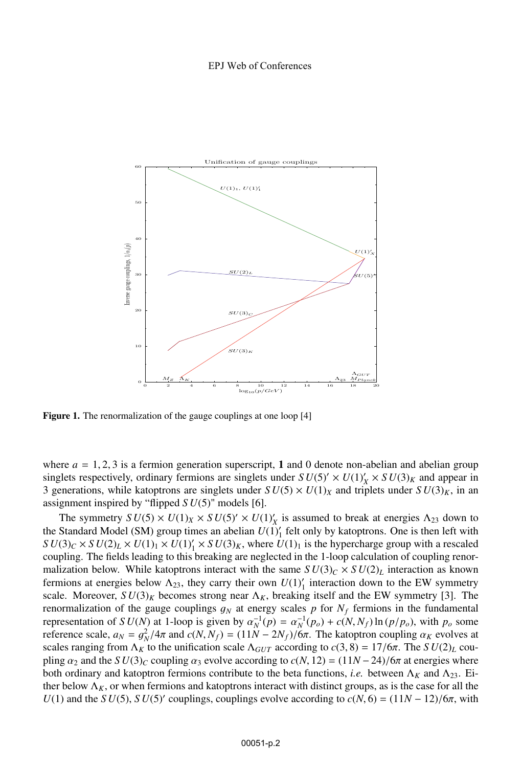Figure 1. The renormalization of the gauge couplings at one loop [4]

where $a = 1, 2, 3$ is a fermion generation superscript, **1** and 0 denote non-abelian and abelian group singlets respectively, ordinary fermions are singlets under $SU(5)' \times U(1)'_X \times SU(3)_K$ and appear in 3 generations, while katoptrons are singlets under $SU(5) \times U(1)_X$ and triplets under $SU(3)_K$, in an assignment inspired by "flipped $SU(5)$" models [6].

The symmetry $SU(5) \times U(1)_X \times SU(5)' \times U(1)'_X$ is assumed to break at energies $\Lambda_{23}$ down to the Standard Model (SM) group times an abelian $U(1)'_1$ felt only by katoptrons. One is then left with $SU(3)_C \times SU(2)_L \times U(1)_1 \times U(1)'_1 \times SU(3)_K$, where $U(1)_1$ is the hypercharge group with a rescaled coupling. The fields leading to this breaking are neglected in the 1-loop calculation of coupling renormalization below. While katoptrons interact with the same $SU(3)_C \times SU(2)_L$ interaction as known fermions at energies below $\Lambda_{23}$, they carry their own $U(1)'_1$ interaction down to the EW symmetry scale. Moreover, $SU(3)_K$ becomes strong near $\Lambda_K$, breaking itself and the EW symmetry [3]. The renormalization of the gauge couplings $g_N$ at energy scales $p$ for $N_f$ fermions in the fundamental representation of $SU(N)$ at 1-loop is given by $\alpha_N^{-1}(p) = \alpha_N^{-1}(p_o) + c(N, N_f)\ln(p/p_o)$, with $p_o$ some reference scale, $a_N = g_N^2/4\pi$ and $c(N, N_f) = (11N - 2N_f)/6\pi$. The katoptron coupling $\alpha_K$ evolves at scales ranging from $\Lambda_K$ to the unification scale $\Lambda_{GUT}$ according to $c(3, 8) = 17/6\pi$. The $SU(2)_L$ coupling $\alpha_2$ and the $SU(3)_C$ coupling $\alpha_3$ evolve according to $c(N, 12) = (11N - 24)/6\pi$ at energies where both ordinary and katoptron fermions contribute to the beta functions, *i.e.* between $\Lambda_K$ and $\Lambda_{23}$. Either below $\Lambda_K$, or when fermions and katoptrons interact with distinct groups, as is the case for all the $U(1)$ and the $SU(5)$, $SU(5)'$ couplings, couplings evolve according to $c(N, 6) = (11N - 12)/6\pi$, with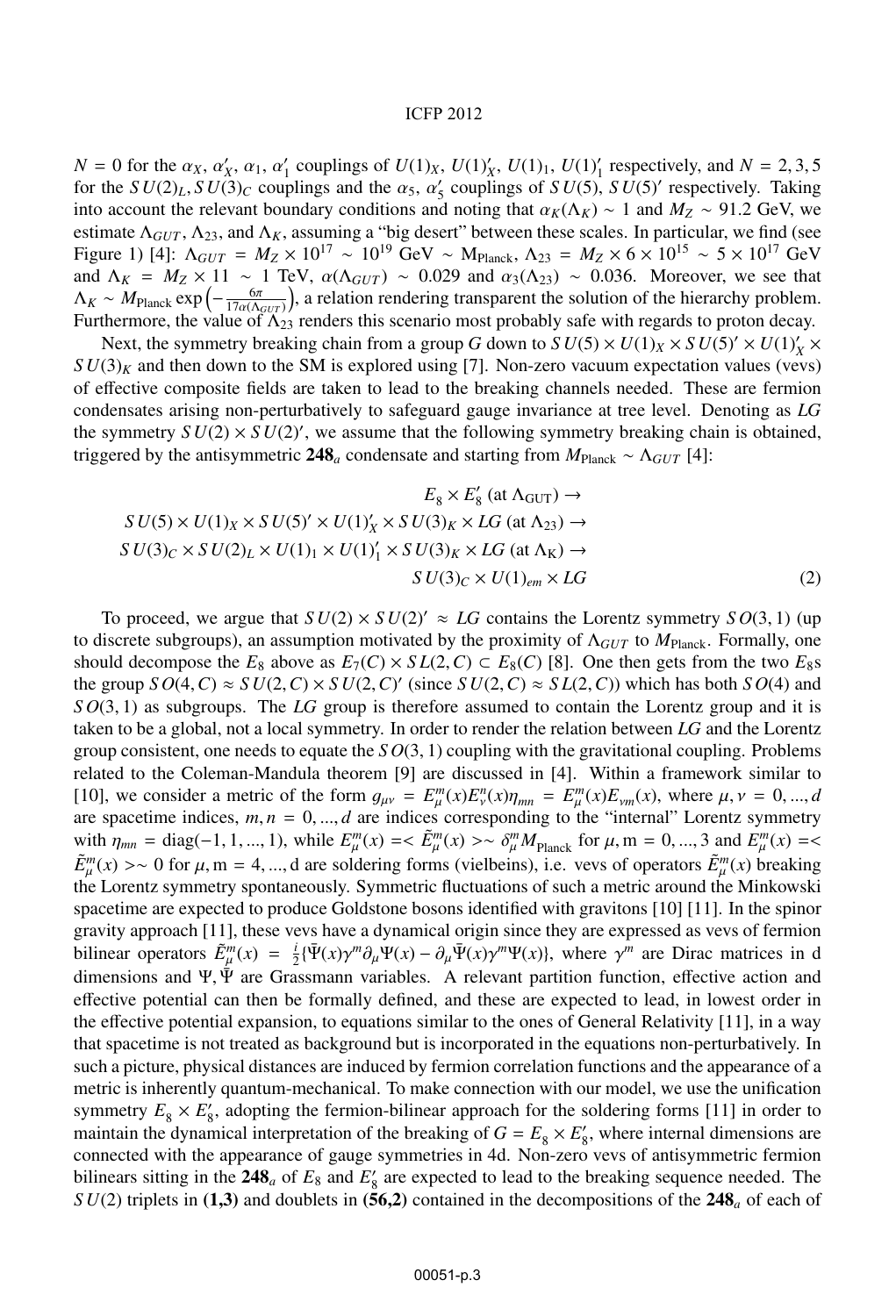$N = 0$ for the $\alpha_X$, $\alpha'_X$, $\alpha_1$, $\alpha'_1$ couplings of $U(1)_X$, $U(1)'_X$, $U(1)_1$, $U(1)'_1$ respectively, and $N = 2, 3, 5$ for the $SU(2)_L, SU(3)_C$ couplings and the $\alpha_5$, $\alpha'_5$ couplings of $SU(5)$, $SU(5)'$ respectively. Taking into account the relevant boundary conditions and noting that $\alpha_K(\Lambda_K) \sim 1$ and $M_Z \sim 91.2$ GeV, we estimate $\Lambda_{GUT}$, $\Lambda_{23}$, and $\Lambda_K$, assuming a "big desert" between these scales. In particular, we find (see Figure 1) [4]: $\Lambda_{GUT} = M_Z \times 10^{17} \sim 10^{19}$ GeV $\sim \mathrm{M_{Planck}}$, $\Lambda_{23} = M_Z \times 6 \times 10^{15} \sim 5 \times 10^{17}$ GeV and $\Lambda_K = M_Z \times 11 \sim 1$ TeV, $\alpha(\Lambda_{GUT}) \sim 0.029$ and $\alpha_3(\Lambda_{23}) \sim 0.036$. Moreover, we see that $\Lambda_K \sim M_{\rm Planck} \exp\left(-\frac{6\pi}{17\alpha(\Lambda_{GUT})}\right)$, a relation rendering transparent the solution of the hierarchy problem. Furthermore, the value of $\Lambda_{23}$ renders this scenario most probably safe with regards to proton decay.

Next, the symmetry breaking chain from a group $G$ down to $SU(5) \times U(1)_X \times SU(5)' \times U(1)'_X \times SU(3)_K$ and then down to the SM is explored using [7]. Non-zero vacuum expectation values (vevs) of effective composite fields are taken to lead to the breaking channels needed. These are fermion condensates arising non-perturbatively to safeguard gauge invariance at tree level. Denoting as $LG$ the symmetry $SU(2) \times SU(2)'$, we assume that the following symmetry breaking chain is obtained, triggered by the antisymmetric $\mathbf{248}_a$ condensate and starting from $M_{\rm Planck} \sim \Lambda_{GUT}$ [4]:

$$
\begin{aligned}
& E_8 \times E'_8 \ (\text{at } \Lambda_{\rm GUT}) \to \\
SU(5) \times U(1)_X \times SU(5)' \times U(1)'_X \times SU(3)_K \times LG \ (\text{at } \Lambda_{23}) \to \\
SU(3)_C \times SU(2)_L \times U(1)_1 \times U(1)'_1 \times SU(3)_K \times LG \ (\text{at } \Lambda_{\rm K}) \to \\
SU(3)_C \times U(1)_{em} \times LG
\end{aligned}
\tag{2}
$$

To proceed, we argue that $SU(2) \times SU(2)' \approx LG$ contains the Lorentz symmetry $SO(3,1)$ (up to discrete subgroups), an assumption motivated by the proximity of $\Lambda_{GUT}$ to $M_{\rm Planck}$. Formally, one should decompose the $E_8$ above as $E_7(C) \times SL(2,C) \subset E_8(C)$ [8]. One then gets from the two $E_8$s the group $SO(4,C) \approx SU(2,C) \times SU(2,C)'$ (since $SU(2,C) \approx SL(2,C)$) which has both $SO(4)$ and $SO(3,1)$ as subgroups. The $LG$ group is therefore assumed to contain the Lorentz group and it is taken to be a global, not a local symmetry. In order to render the relation between $LG$ and the Lorentz group consistent, one needs to equate the $SO(3,1)$ coupling with the gravitational coupling. Problems related to the Coleman-Mandula theorem [9] are discussed in [4]. Within a framework similar to [10], we consider a metric of the form $g_{\mu\nu} = E^m_\mu(x) E^n_\nu(x) \eta_{mn} = E^m_\mu(x) E_{\nu m}(x)$, where $\mu, \nu = 0, ..., d$ are spacetime indices, $m, n = 0, ..., d$ are indices corresponding to the "internal" Lorentz symmetry with $\eta_{mn} = \mathrm{diag}(-1, 1, ..., 1)$, while $E^m_\mu(x) =< \tilde{E}^m_\mu(x) >\sim \delta^m_\mu M_{\rm Planck}$ for $\mu, \mathrm{m} = 0, ..., 3$ and $E^m_\mu(x) =< \tilde{E}^m_\mu(x) >\sim 0$ for $\mu, \mathrm{m} = 4, ..., \mathrm{d}$ are soldering forms (vielbeins), i.e. vevs of operators $\tilde{E}^m_\mu(x)$ breaking the Lorentz symmetry spontaneously. Symmetric fluctuations of such a metric around the Minkowski spacetime are expected to produce Goldstone bosons identified with gravitons [10] [11]. In the spinor gravity approach [11], these vevs have a dynamical origin since they are expressed as vevs of fermion bilinear operators $\tilde{E}^m_\mu(x) = \frac{i}{2}\{\bar{\Psi}(x)\gamma^m \partial_\mu \Psi(x) - \partial_\mu \bar{\Psi}(x)\gamma^m \Psi(x)\}$, where $\gamma^m$ are Dirac matrices in d dimensions and $\Psi, \bar{\Psi}$ are Grassmann variables. A relevant partition function, effective action and effective potential can then be formally defined, and these are expected to lead, in lowest order in the effective potential expansion, to equations similar to the ones of General Relativity [11], in a way that spacetime is not treated as background but is incorporated in the equations non-perturbatively. In such a picture, physical distances are induced by fermion correlation functions and the appearance of a metric is inherently quantum-mechanical. To make connection with our model, we use the unification symmetry $E_8 \times E'_8$, adopting the fermion-bilinear approach for the soldering forms [11] in order to maintain the dynamical interpretation of the breaking of $G = E_8 \times E'_8$, where internal dimensions are connected with the appearance of gauge symmetries in 4d. Non-zero vevs of antisymmetric fermion bilinears sitting in the $\mathbf{248}_a$ of $E_8$ and $E'_8$ are expected to lead to the breaking sequence needed. The $SU(2)$ triplets in **(1,3)** and doublets in **(56,2)** contained in the decompositions of the $\mathbf{248}_a$ of each of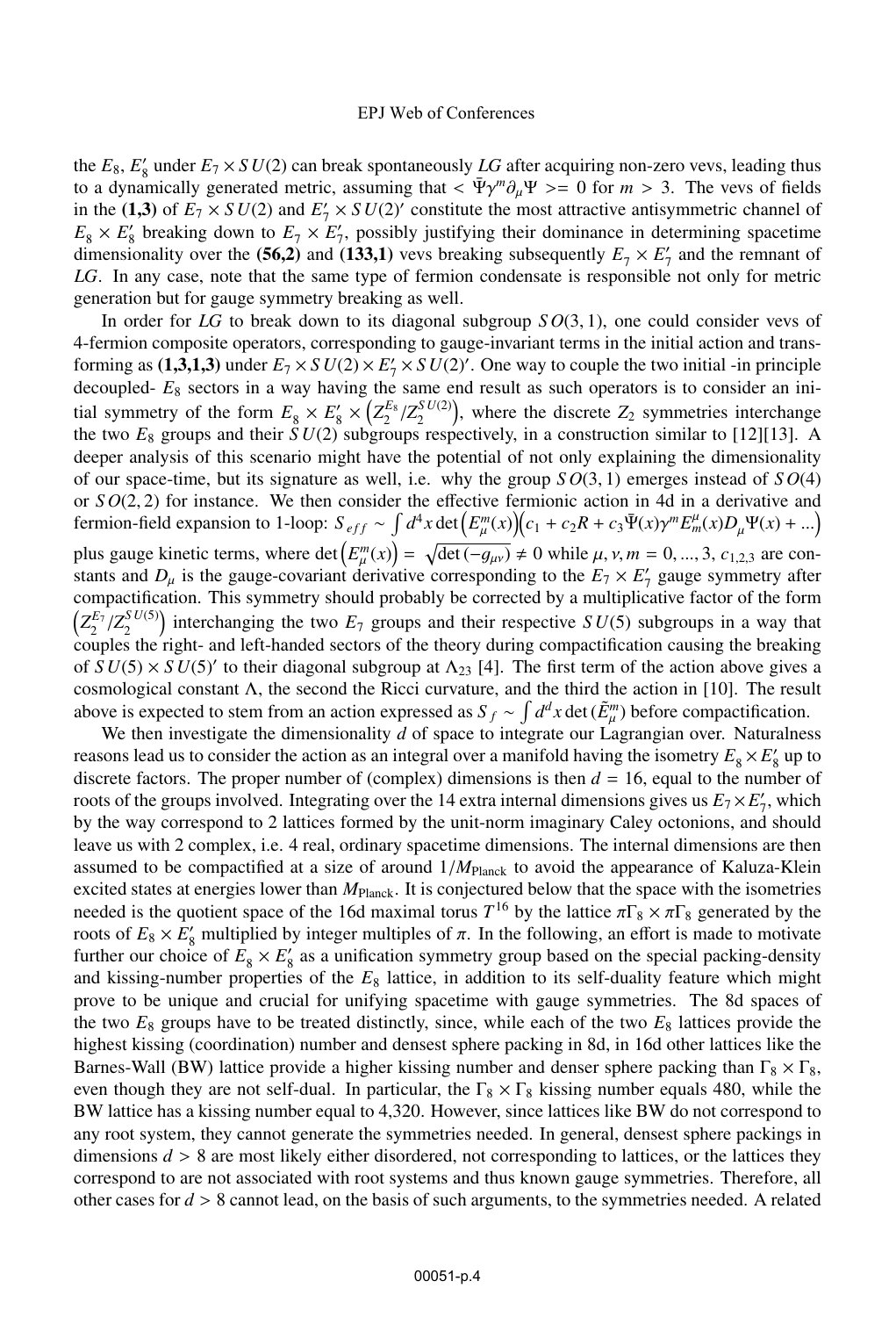the $E_8$, $E_8'$ under $E_7 \times SU(2)$ can break spontaneously $LG$ after acquiring non-zero vevs, leading thus to a dynamically generated metric, assuming that $< \bar{\Psi}\gamma^m \partial_\mu \Psi >= 0$ for $m > 3$. The vevs of fields in the **(1,3)** of $E_7 \times SU(2)$ and $E_7' \times SU(2)'$ constitute the most attractive antisymmetric channel of $E_8 \times E_8'$ breaking down to $E_7 \times E_7'$, possibly justifying their dominance in determining spacetime dimensionality over the **(56,2)** and **(133,1)** vevs breaking subsequently $E_7 \times E_7'$ and the remnant of $LG$. In any case, note that the same type of fermion condensate is responsible not only for metric generation but for gauge symmetry breaking as well.

In order for $LG$ to break down to its diagonal subgroup $SO(3,1)$, one could consider vevs of 4-fermion composite operators, corresponding to gauge-invariant terms in the initial action and transforming as **(1,3,1,3)** under $E_7 \times SU(2) \times E_7' \times SU(2)'$. One way to couple the two initial -in principle decoupled- $E_8$ sectors in a way having the same end result as such operators is to consider an initial symmetry of the form $E_8 \times E_8' \times \left(Z_2^{E_8}/Z_2^{SU(2)}\right)$, where the discrete $Z_2$ symmetries interchange the two $E_8$ groups and their $SU(2)$ subgroups respectively, in a construction similar to [12][13]. A deeper analysis of this scenario might have the potential of not only explaining the dimensionality of our space-time, but its signature as well, i.e. why the group $SO(3,1)$ emerges instead of $SO(4)$ or $SO(2,2)$ for instance. We then consider the effective fermionic action in 4d in a derivative and fermion-field expansion to 1-loop: $S_{eff} \sim \int d^4x \det\left(E_\mu^m(x)\right)\left(c_1 + c_2 R + c_3 \bar{\Psi}(x)\gamma^m E_m^\mu(x) D_\mu \Psi(x) + ...\right)$ plus gauge kinetic terms, where $\det\left(E_\mu^m(x)\right) = \sqrt{\det(-g_{\mu\nu})} \neq 0$ while $\mu, \nu, m = 0, ..., 3$, $c_{1,2,3}$ are constants and $D_\mu$ is the gauge-covariant derivative corresponding to the $E_7 \times E_7'$ gauge symmetry after compactification. This symmetry should probably be corrected by a multiplicative factor of the form $\left(Z_2^{E_7}/Z_2^{SU(5)}\right)$ interchanging the two $E_7$ groups and their respective $SU(5)$ subgroups in a way that couples the right- and left-handed sectors of the theory during compactification causing the breaking of $SU(5) \times SU(5)'$ to their diagonal subgroup at $\Lambda_{23}$ [4]. The first term of the action above gives a cosmological constant $\Lambda$, the second the Ricci curvature, and the third the action in [10]. The result above is expected to stem from an action expressed as $S_f \sim \int d^dx \det(\tilde{E}_\mu^m)$ before compactification.

We then investigate the dimensionality $d$ of space to integrate our Lagrangian over. Naturalness reasons lead us to consider the action as an integral over a manifold having the isometry $E_8 \times E_8'$ up to discrete factors. The proper number of (complex) dimensions is then $d = 16$, equal to the number of roots of the groups involved. Integrating over the 14 extra internal dimensions gives us $E_7 \times E_7'$, which by the way correspond to 2 lattices formed by the unit-norm imaginary Caley octonions, and should leave us with 2 complex, i.e. 4 real, ordinary spacetime dimensions. The internal dimensions are then assumed to be compactified at a size of around $1/M_{\text{Planck}}$ to avoid the appearance of Kaluza-Klein excited states at energies lower than $M_{\text{Planck}}$. It is conjectured below that the space with the isometries needed is the quotient space of the 16d maximal torus $T^{16}$ by the lattice $\pi\Gamma_8 \times \pi\Gamma_8$ generated by the roots of $E_8 \times E_8'$ multiplied by integer multiples of $\pi$. In the following, an effort is made to motivate further our choice of $E_8 \times E_8'$ as a unification symmetry group based on the special packing-density and kissing-number properties of the $E_8$ lattice, in addition to its self-duality feature which might prove to be unique and crucial for unifying spacetime with gauge symmetries. The 8d spaces of the two $E_8$ groups have to be treated distinctly, since, while each of the two $E_8$ lattices provide the highest kissing (coordination) number and densest sphere packing in 8d, in 16d other lattices like the Barnes-Wall (BW) lattice provide a higher kissing number and denser sphere packing than $\Gamma_8 \times \Gamma_8$, even though they are not self-dual. In particular, the $\Gamma_8 \times \Gamma_8$ kissing number equals 480, while the BW lattice has a kissing number equal to 4,320. However, since lattices like BW do not correspond to any root system, they cannot generate the symmetries needed. In general, densest sphere packings in dimensions $d > 8$ are most likely either disordered, not corresponding to lattices, or the lattices they correspond to are not associated with root systems and thus known gauge symmetries. Therefore, all other cases for $d > 8$ cannot lead, on the basis of such arguments, to the symmetries needed. A related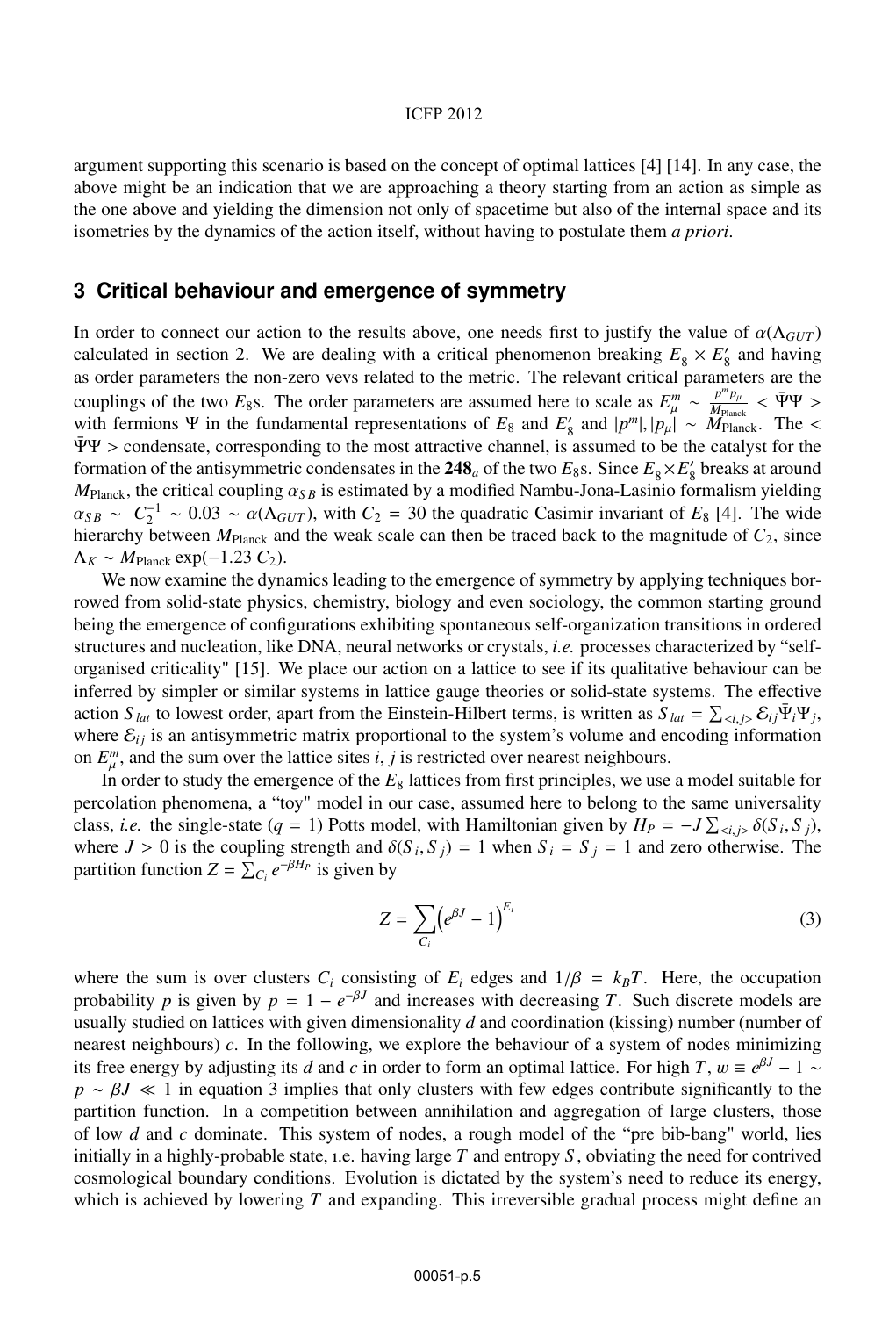argument supporting this scenario is based on the concept of optimal lattices [4] [14]. In any case, the above might be an indication that we are approaching a theory starting from an action as simple as the one above and yielding the dimension not only of spacetime but also of the internal space and its isometries by the dynamics of the action itself, without having to postulate them *a priori*.

## 3 Critical behaviour and emergence of symmetry

In order to connect our action to the results above, one needs first to justify the value of $\alpha(\Lambda_{GUT})$ calculated in section 2. We are dealing with a critical phenomenon breaking $E_8 \times E_8'$ and having as order parameters the non-zero vevs related to the metric. The relevant critical parameters are the couplings of the two $E_8$s. The order parameters are assumed here to scale as $E^m_\mu \sim \frac{p^m p_\mu}{M_{\text{Planck}}} < \bar{\Psi}\Psi >$ with fermions $\Psi$ in the fundamental representations of $E_8$ and $E_8'$ and $|p^m|, |p_\mu| \sim M_{\text{Planck}}$. The $< \bar{\Psi}\Psi >$ condensate, corresponding to the most attractive channel, is assumed to be the catalyst for the formation of the antisymmetric condensates in the $\mathbf{248}_a$ of the two $E_8$s. Since $E_8 \times E_8'$ breaks at around $M_{\text{Planck}}$, the critical coupling $\alpha_{SB}$ is estimated by a modified Nambu-Jona-Lasinio formalism yielding $\alpha_{SB} \sim C_2^{-1} \sim 0.03 \sim \alpha(\Lambda_{GUT})$, with $C_2 = 30$ the quadratic Casimir invariant of $E_8$ [4]. The wide hierarchy between $M_{\text{Planck}}$ and the weak scale can then be traced back to the magnitude of $C_2$, since $\Lambda_K \sim M_{\text{Planck}} \exp(-1.23\, C_2)$.

We now examine the dynamics leading to the emergence of symmetry by applying techniques borrowed from solid-state physics, chemistry, biology and even sociology, the common starting ground being the emergence of configurations exhibiting spontaneous self-organization transitions in ordered structures and nucleation, like DNA, neural networks or crystals, *i.e.* processes characterized by "self-organised criticality" [15]. We place our action on a lattice to see if its qualitative behaviour can be inferred by simpler or similar systems in lattice gauge theories or solid-state systems. The effective action $S_{lat}$ to lowest order, apart from the Einstein-Hilbert terms, is written as $S_{lat} = \sum_{<i,j>} \mathcal{E}_{ij} \bar{\Psi}_i \Psi_j$, where $\mathcal{E}_{ij}$ is an antisymmetric matrix proportional to the system's volume and encoding information on $E^m_\mu$, and the sum over the lattice sites $i$, $j$ is restricted over nearest neighbours.

In order to study the emergence of the $E_8$ lattices from first principles, we use a model suitable for percolation phenomena, a "toy" model in our case, assumed here to belong to the same universality class, *i.e.* the single-state ($q = 1$) Potts model, with Hamiltonian given by $H_P = -J \sum_{<i,j>} \delta(S_i, S_j)$, where $J > 0$ is the coupling strength and $\delta(S_i, S_j) = 1$ when $S_i = S_j = 1$ and zero otherwise. The partition function $Z = \sum_{C_i} e^{-\beta H_P}$ is given by

$$Z = \sum_{C_i} \left( e^{\beta J} - 1 \right)^{E_i} \tag{3}$$

where the sum is over clusters $C_i$ consisting of $E_i$ edges and $1/\beta = k_B T$. Here, the occupation probability $p$ is given by $p = 1 - e^{-\beta J}$ and increases with decreasing $T$. Such discrete models are usually studied on lattices with given dimensionality $d$ and coordination (kissing) number (number of nearest neighbours) $c$. In the following, we explore the behaviour of a system of nodes minimizing its free energy by adjusting its $d$ and $c$ in order to form an optimal lattice. For high $T$, $w \equiv e^{\beta J} - 1 \sim p \sim \beta J \ll 1$ in equation 3 implies that only clusters with few edges contribute significantly to the partition function. In a competition between annihilation and aggregation of large clusters, those of low $d$ and $c$ dominate. This system of nodes, a rough model of the "pre bib-bang" world, lies initially in a highly-probable state, i.e. having large $T$ and entropy $S$, obviating the need for contrived cosmological boundary conditions. Evolution is dictated by the system's need to reduce its energy, which is achieved by lowering $T$ and expanding. This irreversible gradual process might define an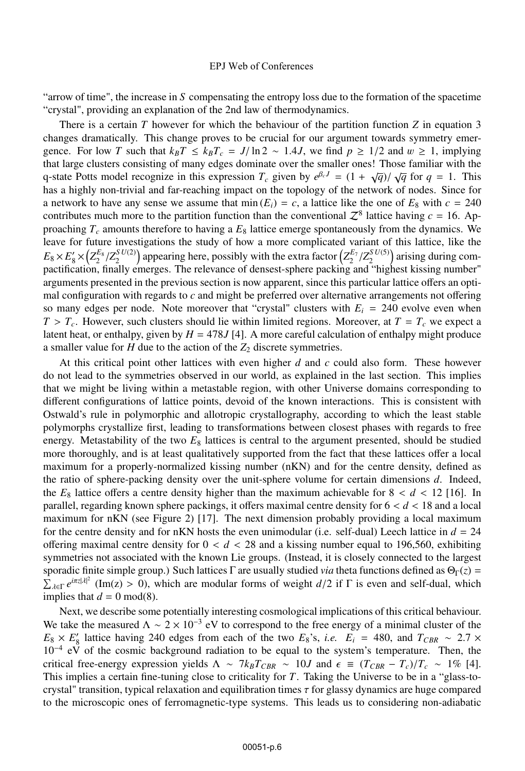"arrow of time", the increase in $S$ compensating the entropy loss due to the formation of the spacetime "crystal", providing an explanation of the 2nd law of thermodynamics.

There is a certain $T$ however for which the behaviour of the partition function $Z$ in equation 3 changes dramatically. This change proves to be crucial for our argument towards symmetry emergence. For low $T$ such that $k_BT \leq k_BT_c = J/\ln 2 \sim 1.4J$, we find $p \geq 1/2$ and $w \geq 1$, implying that large clusters consisting of many edges dominate over the smaller ones! Those familiar with the q-state Potts model recognize in this expression $T_c$ given by $e^{\beta_c J} = (1 + \sqrt{q})/\sqrt{q}$ for $q = 1$. This has a highly non-trivial and far-reaching impact on the topology of the network of nodes. Since for a network to have any sense we assume that $\min(E_i) = c$, a lattice like the one of $E_8$ with $c = 240$ contributes much more to the partition function than the conventional $\mathcal{Z}^8$ lattice having $c = 16$. Approaching $T_c$ amounts therefore to having a $E_8$ lattice emerge spontaneously from the dynamics. We leave for future investigations the study of how a more complicated variant of this lattice, like the $E_8 \times E_8' \times \left(Z_2^{E_8}/Z_2^{SU(2)}\right)$ appearing here, possibly with the extra factor $\left(Z_2^{E_7}/Z_2^{SU(5)}\right)$ arising during compactification, finally emerges. The relevance of densest-sphere packing and "highest kissing number" arguments presented in the previous section is now apparent, since this particular lattice offers an optimal configuration with regards to $c$ and might be preferred over alternative arrangements not offering so many edges per node. Note moreover that "crystal" clusters with $E_i = 240$ evolve even when $T > T_c$. However, such clusters should lie within limited regions. Moreover, at $T = T_c$ we expect a latent heat, or enthalpy, given by $H = 478J$ [4]. A more careful calculation of enthalpy might produce a smaller value for $H$ due to the action of the $Z_2$ discrete symmetries.

At this critical point other lattices with even higher $d$ and $c$ could also form. These however do not lead to the symmetries observed in our world, as explained in the last section. This implies that we might be living within a metastable region, with other Universe domains corresponding to different configurations of lattice points, devoid of the known interactions. This is consistent with Ostwald's rule in polymorphic and allotropic crystallography, according to which the least stable polymorphs crystallize first, leading to transformations between closest phases with regards to free energy. Metastability of the two $E_8$ lattices is central to the argument presented, should be studied more thoroughly, and is at least qualitatively supported from the fact that these lattices offer a local maximum for a properly-normalized kissing number (nKN) and for the centre density, defined as the ratio of sphere-packing density over the unit-sphere volume for certain dimensions $d$. Indeed, the $E_8$ lattice offers a centre density higher than the maximum achievable for $8 < d < 12$ [16]. In parallel, regarding known sphere packings, it offers maximal centre density for $6 < d < 18$ and a local maximum for nKN (see Figure 2) [17]. The next dimension probably providing a local maximum for the centre density and for nKN hosts the even unimodular (i.e. self-dual) Leech lattice in $d = 24$ offering maximal centre density for $0 < d < 28$ and a kissing number equal to 196,560, exhibiting symmetries not associated with the known Lie groups. (Instead, it is closely connected to the largest sporadic finite simple group.) Such lattices $\Gamma$ are usually studied *via* theta functions defined as $\Theta_\Gamma(z) = \sum_{\lambda\in\Gamma} e^{i\pi z|\lambda|^2}$ (Im(z) > 0), which are modular forms of weight $d/2$ if $\Gamma$ is even and self-dual, which implies that $d = 0 \bmod(8)$.

Next, we describe some potentially interesting cosmological implications of this critical behaviour. We take the measured $\Lambda \sim 2 \times 10^{-3}$ eV to correspond to the free energy of a minimal cluster of the $E_8 \times E_8'$ lattice having 240 edges from each of the two $E_8$'s, *i.e.* $E_i = 480$, and $T_{CBR} \sim 2.7 \times 10^{-4}$ eV of the cosmic background radiation to be equal to the system's temperature. Then, the critical free-energy expression yields $\Lambda \sim 7k_BT_{CBR} \sim 10J$ and $\epsilon \equiv (T_{CBR} - T_c)/T_c \sim 1\%$ [4]. This implies a certain fine-tuning close to criticality for $T$. Taking the Universe to be in a "glass-to-crystal" transition, typical relaxation and equilibration times $\tau$ for glassy dynamics are huge compared to the microscopic ones of ferromagnetic-type systems. This leads us to considering non-adiabatic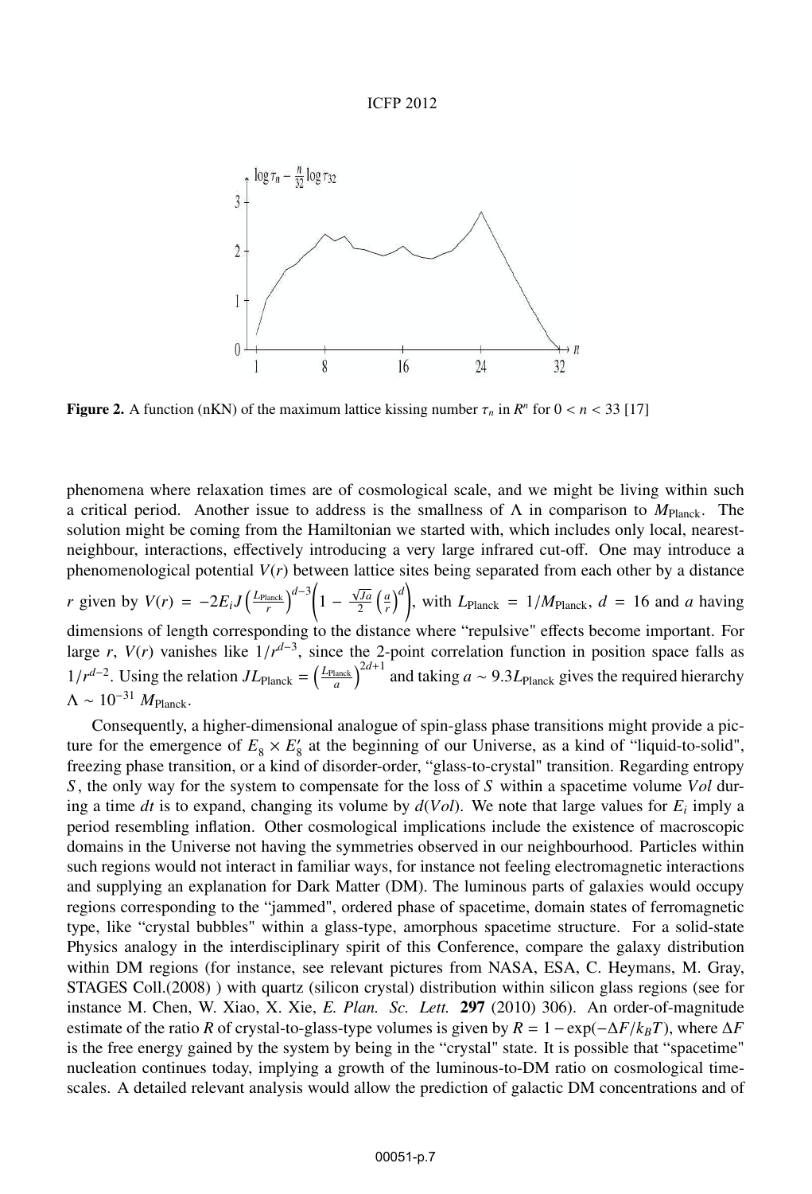Figure 2. A function (nKN) of the maximum lattice kissing number $\tau_n$ in $R^n$ for $0 < n < 33$ [17]

phenomena where relaxation times are of cosmological scale, and we might be living within such a critical period. Another issue to address is the smallness of $\Lambda$ in comparison to $M_{\text{Planck}}$. The solution might be coming from the Hamiltonian we started with, which includes only local, nearest-neighbour, interactions, effectively introducing a very large infrared cut-off. One may introduce a phenomenological potential $V(r)$ between lattice sites being separated from each other by a distance $r$ given by $V(r) = -2E_i J\left(\frac{L_{\text{Planck}}}{r}\right)^{d-3}\left(1 - \frac{\sqrt{Ja}}{2}\left(\frac{a}{r}\right)^d\right)$, with $L_{\text{Planck}} = 1/M_{\text{Planck}}$, $d = 16$ and $a$ having dimensions of length corresponding to the distance where "repulsive" effects become important. For large $r$, $V(r)$ vanishes like $1/r^{d-3}$, since the 2-point correlation function in position space falls as $1/r^{d-2}$. Using the relation $JL_{\text{Planck}} = \left(\frac{L_{\text{Planck}}}{a}\right)^{2d+1}$ and taking $a \sim 9.3 L_{\text{Planck}}$ gives the required hierarchy $\Lambda \sim 10^{-31}\ M_{\text{Planck}}$.

Consequently, a higher-dimensional analogue of spin-glass phase transitions might provide a picture for the emergence of $E_8 \times E_8'$ at the beginning of our Universe, as a kind of "liquid-to-solid", freezing phase transition, or a kind of disorder-order, "glass-to-crystal" transition. Regarding entropy $S$, the only way for the system to compensate for the loss of $S$ within a spacetime volume $Vol$ during a time $dt$ is to expand, changing its volume by $d(Vol)$. We note that large values for $E_i$ imply a period resembling inflation. Other cosmological implications include the existence of macroscopic domains in the Universe not having the symmetries observed in our neighbourhood. Particles within such regions would not interact in familiar ways, for instance not feeling electromagnetic interactions and supplying an explanation for Dark Matter (DM). The luminous parts of galaxies would occupy regions corresponding to the "jammed", ordered phase of spacetime, domain states of ferromagnetic type, like "crystal bubbles" within a glass-type, amorphous spacetime structure. For a solid-state Physics analogy in the interdisciplinary spirit of this Conference, compare the galaxy distribution within DM regions (for instance, see relevant pictures from NASA, ESA, C. Heymans, M. Gray, STAGES Coll.(2008) ) with quartz (silicon crystal) distribution within silicon glass regions (see for instance M. Chen, W. Xiao, X. Xie, *E. Plan. Sc. Lett.* **297** (2010) 306). An order-of-magnitude estimate of the ratio $R$ of crystal-to-glass-type volumes is given by $R = 1 - \exp(-\Delta F/k_B T)$, where $\Delta F$ is the free energy gained by the system by being in the "crystal" state. It is possible that "spacetime" nucleation continues today, implying a growth of the luminous-to-DM ratio on cosmological time-scales. A detailed relevant analysis would allow the prediction of galactic DM concentrations and of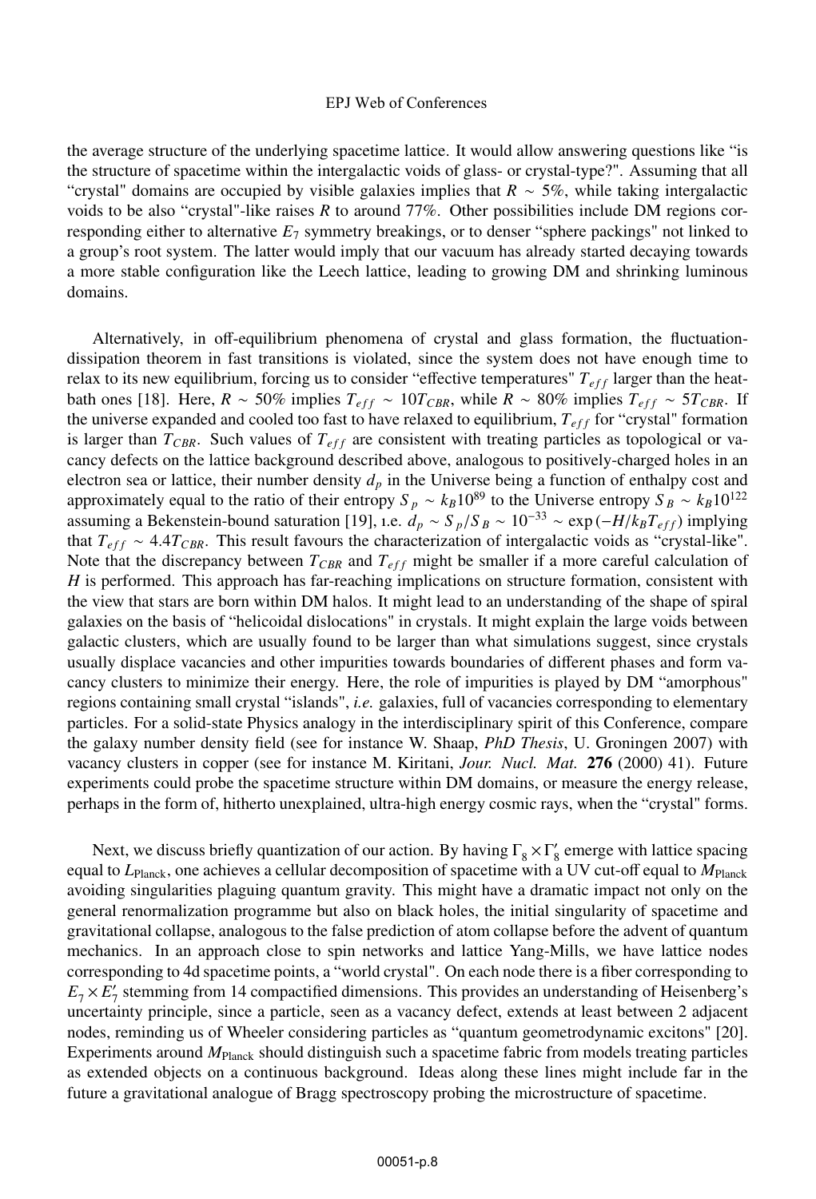the average structure of the underlying spacetime lattice. It would allow answering questions like "is the structure of spacetime within the intergalactic voids of glass- or crystal-type?". Assuming that all "crystal" domains are occupied by visible galaxies implies that $R \sim 5\%$, while taking intergalactic voids to be also "crystal"-like raises $R$ to around 77%. Other possibilities include DM regions corresponding either to alternative $E_7$ symmetry breakings, or to denser "sphere packings" not linked to a group's root system. The latter would imply that our vacuum has already started decaying towards a more stable configuration like the Leech lattice, leading to growing DM and shrinking luminous domains.

Alternatively, in off-equilibrium phenomena of crystal and glass formation, the fluctuation-dissipation theorem in fast transitions is violated, since the system does not have enough time to relax to its new equilibrium, forcing us to consider "effective temperatures" $T_{eff}$ larger than the heat-bath ones [18]. Here, $R \sim 50\%$ implies $T_{eff} \sim 10T_{CBR}$, while $R \sim 80\%$ implies $T_{eff} \sim 5T_{CBR}$. If the universe expanded and cooled too fast to have relaxed to equilibrium, $T_{eff}$ for "crystal" formation is larger than $T_{CBR}$. Such values of $T_{eff}$ are consistent with treating particles as topological or vacancy defects on the lattice background described above, analogous to positively-charged holes in an electron sea or lattice, their number density $d_p$ in the Universe being a function of enthalpy cost and approximately equal to the ratio of their entropy $S_p \sim k_B 10^{89}$ to the Universe entropy $S_B \sim k_B 10^{122}$ assuming a Bekenstein-bound saturation [19], i.e. $d_p \sim S_p/S_B \sim 10^{-33} \sim \exp(-H/k_B T_{eff})$ implying that $T_{eff} \sim 4.4T_{CBR}$. This result favours the characterization of intergalactic voids as "crystal-like". Note that the discrepancy between $T_{CBR}$ and $T_{eff}$ might be smaller if a more careful calculation of $H$ is performed. This approach has far-reaching implications on structure formation, consistent with the view that stars are born within DM halos. It might lead to an understanding of the shape of spiral galaxies on the basis of "helicoidal dislocations" in crystals. It might explain the large voids between galactic clusters, which are usually found to be larger than what simulations suggest, since crystals usually displace vacancies and other impurities towards boundaries of different phases and form vacancy clusters to minimize their energy. Here, the role of impurities is played by DM "amorphous" regions containing small crystal "islands", *i.e.* galaxies, full of vacancies corresponding to elementary particles. For a solid-state Physics analogy in the interdisciplinary spirit of this Conference, compare the galaxy number density field (see for instance W. Shaap, *PhD Thesis*, U. Groningen 2007) with vacancy clusters in copper (see for instance M. Kiritani, *Jour. Nucl. Mat.* **276** (2000) 41). Future experiments could probe the spacetime structure within DM domains, or measure the energy release, perhaps in the form of, hitherto unexplained, ultra-high energy cosmic rays, when the "crystal" forms.

Next, we discuss briefly quantization of our action. By having $\Gamma_8 \times \Gamma_8'$ emerge with lattice spacing equal to $L_{\text{Planck}}$, one achieves a cellular decomposition of spacetime with a UV cut-off equal to $M_{\text{Planck}}$ avoiding singularities plaguing quantum gravity. This might have a dramatic impact not only on the general renormalization programme but also on black holes, the initial singularity of spacetime and gravitational collapse, analogous to the false prediction of atom collapse before the advent of quantum mechanics. In an approach close to spin networks and lattice Yang-Mills, we have lattice nodes corresponding to 4d spacetime points, a "world crystal". On each node there is a fiber corresponding to $E_7 \times E_7'$ stemming from 14 compactified dimensions. This provides an understanding of Heisenberg's uncertainty principle, since a particle, seen as a vacancy defect, extends at least between 2 adjacent nodes, reminding us of Wheeler considering particles as "quantum geometrodynamic excitons" [20]. Experiments around $M_{\text{Planck}}$ should distinguish such a spacetime fabric from models treating particles as extended objects on a continuous background. Ideas along these lines might include far in the future a gravitational analogue of Bragg spectroscopy probing the microstructure of spacetime.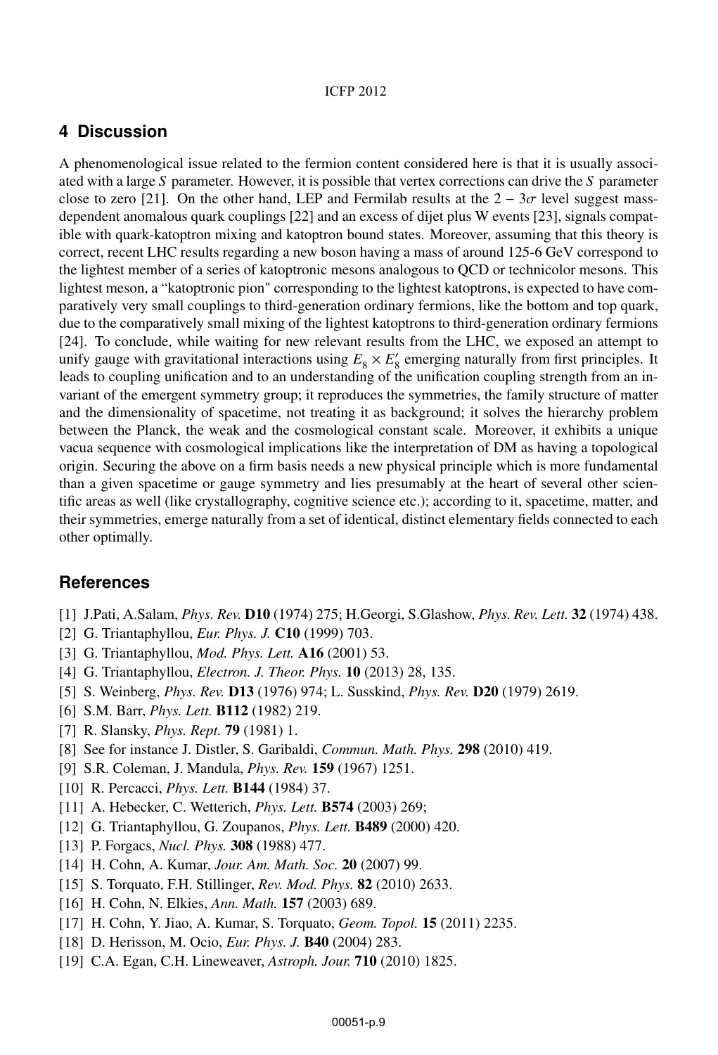## 4 Discussion

A phenomenological issue related to the fermion content considered here is that it is usually associated with a large $S$ parameter. However, it is possible that vertex corrections can drive the $S$ parameter close to zero [21]. On the other hand, LEP and Fermilab results at the $2-3\sigma$ level suggest mass-dependent anomalous quark couplings [22] and an excess of dijet plus W events [23], signals compatible with quark-katoptron mixing and katoptron bound states. Moreover, assuming that this theory is correct, recent LHC results regarding a new boson having a mass of around 125-6 GeV correspond to the lightest member of a series of katoptronic mesons analogous to QCD or technicolor mesons. This lightest meson, a "katoptronic pion" corresponding to the lightest katoptrons, is expected to have comparatively very small couplings to third-generation ordinary fermions, like the bottom and top quark, due to the comparatively small mixing of the lightest katoptrons to third-generation ordinary fermions [24]. To conclude, while waiting for new relevant results from the LHC, we exposed an attempt to unify gauge with gravitational interactions using $E_8 \times E_8'$ emerging naturally from first principles. It leads to coupling unification and to an understanding of the unification coupling strength from an invariant of the emergent symmetry group; it reproduces the symmetries, the family structure of matter and the dimensionality of spacetime, not treating it as background; it solves the hierarchy problem between the Planck, the weak and the cosmological constant scale. Moreover, it exhibits a unique vacua sequence with cosmological implications like the interpretation of DM as having a topological origin. Securing the above on a firm basis needs a new physical principle which is more fundamental than a given spacetime or gauge symmetry and lies presumably at the heart of several other scientific areas as well (like crystallography, cognitive science etc.); according to it, spacetime, matter, and their symmetries, emerge naturally from a set of identical, distinct elementary fields connected to each other optimally.

## References

[1] J.Pati, A.Salam, *Phys. Rev.* **D10** (1974) 275; H.Georgi, S.Glashow, *Phys. Rev. Lett.* **32** (1974) 438.

[2] G. Triantaphyllou, *Eur. Phys. J.* **C10** (1999) 703.

[3] G. Triantaphyllou, *Mod. Phys. Lett.* **A16** (2001) 53.

[4] G. Triantaphyllou, *Electron. J. Theor. Phys.* **10** (2013) 28, 135.

[5] S. Weinberg, *Phys. Rev.* **D13** (1976) 974; L. Susskind, *Phys. Rev.* **D20** (1979) 2619.

[6] S.M. Barr, *Phys. Lett.* **B112** (1982) 219.

[7] R. Slansky, *Phys. Rept.* **79** (1981) 1.

[8] See for instance J. Distler, S. Garibaldi, *Commun. Math. Phys.* **298** (2010) 419.

[9] S.R. Coleman, J. Mandula, *Phys. Rev.* **159** (1967) 1251.

[10] R. Percacci, *Phys. Lett.* **B144** (1984) 37.

[11] A. Hebecker, C. Wetterich, *Phys. Lett.* **B574** (2003) 269;

[12] G. Triantaphyllou, G. Zoupanos, *Phys. Lett.* **B489** (2000) 420.

[13] P. Forgacs, *Nucl. Phys.* **308** (1988) 477.

[14] H. Cohn, A. Kumar, *Jour. Am. Math. Soc.* **20** (2007) 99.

[15] S. Torquato, F.H. Stillinger, *Rev. Mod. Phys.* **82** (2010) 2633.

[16] H. Cohn, N. Elkies, *Ann. Math.* **157** (2003) 689.

[17] H. Cohn, Y. Jiao, A. Kumar, S. Torquato, *Geom. Topol.* **15** (2011) 2235.

[18] D. Herisson, M. Ocio, *Eur. Phys. J.* **B40** (2004) 283.

[19] C.A. Egan, C.H. Lineweaver, *Astroph. Jour.* **710** (2010) 1825.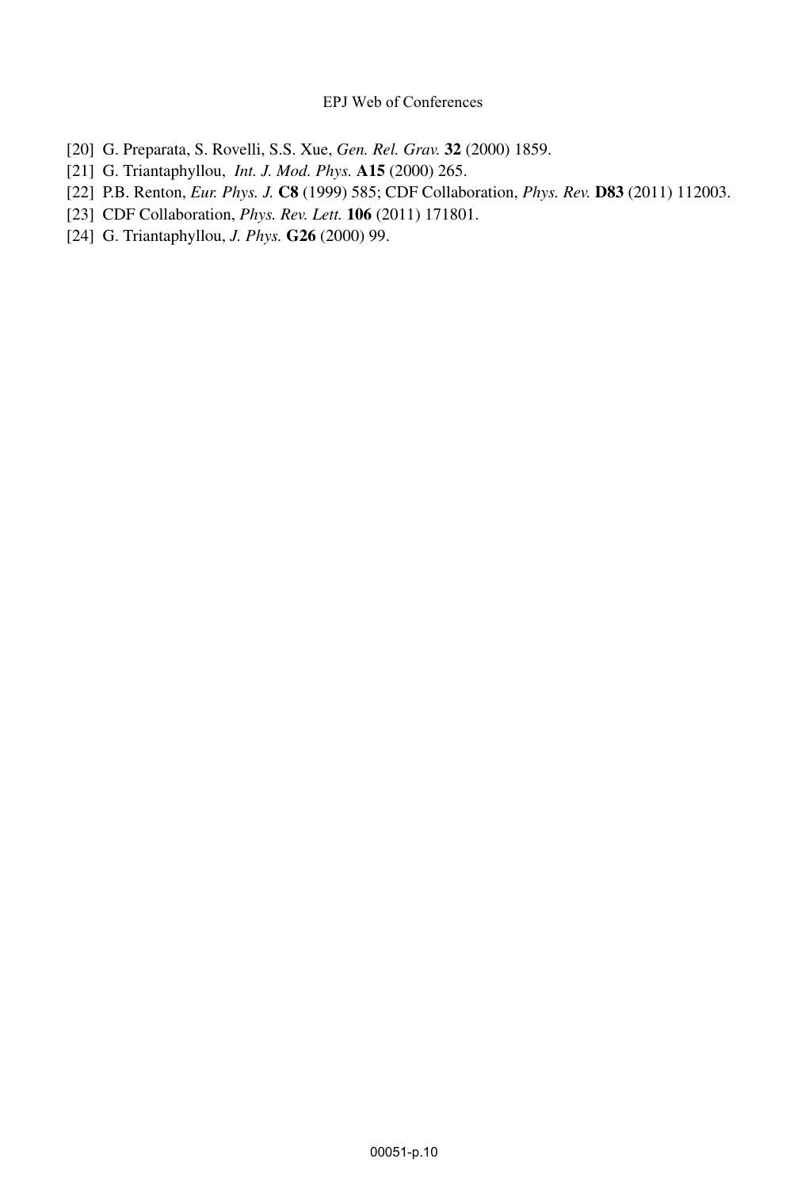[20] G. Preparata, S. Rovelli, S.S. Xue, *Gen. Rel. Grav.* **32** (2000) 1859.
[21] G. Triantaphyllou, *Int. J. Mod. Phys.* **A15** (2000) 265.
[22] P.B. Renton, *Eur. Phys. J.* **C8** (1999) 585; CDF Collaboration, *Phys. Rev.* **D83** (2011) 112003.
[23] CDF Collaboration, *Phys. Rev. Lett.* **106** (2011) 171801.
[24] G. Triantaphyllou, *J. Phys.* **G26** (2000) 99.